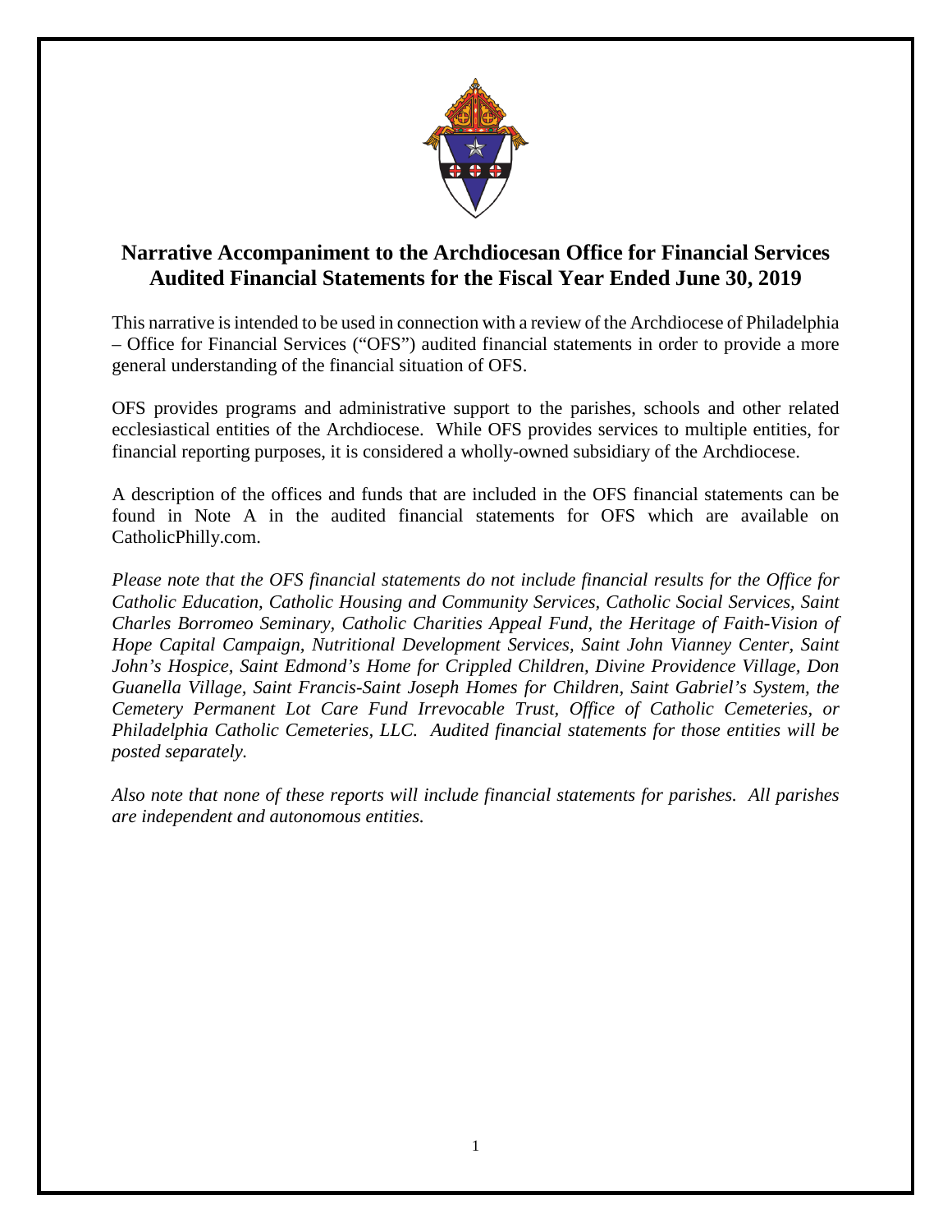# Narrative Accompaniment to the Archdiocesan Office for Financial Services Audited Financial Statements for the Fiscal Year Ended June 30, 2019

This narrative is intended to be used in connection with a review of the Archdiocese of Philadelphia – Office for Financial Services ("OFS") audited financial statements in order to provide a more general understanding of the financial situation of OFS.

OFS provides programs and administrative support to the parishes, schools and other related ecclesiastical entities of the Archdiocese. While OFS provides services to multiple entities, for financial reporting purposes, it is considered a wholly-owned subsidiary of the Archdiocese.

A description of the offices and funds that are included in the OFS financial statements can be found in Note A in the audited financial statements for OFS which are available on CatholicPhilly.com.

*Please note that the OFS financial statements do not include financial results for the Office for Catholic Education, Catholic Housing and Community Services, Catholic Social Services, Saint Charles Borromeo Seminary, Catholic Charities Appeal Fund, the Heritage of Faith-Vision of Hope Capital Campaign, Nutritional Development Services, Saint John Vianney Center, Saint John's Hospice, Saint Edmond's Home for Crippled Children, Divine Providence Village, Don Guanella Village, Saint Francis-Saint Joseph Homes for Children, Saint Gabriel's System, the Cemetery Permanent Lot Care Fund Irrevocable Trust, Office of Catholic Cemeteries, or Philadelphia Catholic Cemeteries, LLC. Audited financial statements for those entities will be posted separately.*

*Also note that none of these reports will include financial statements for parishes. All parishes are independent and autonomous entities.*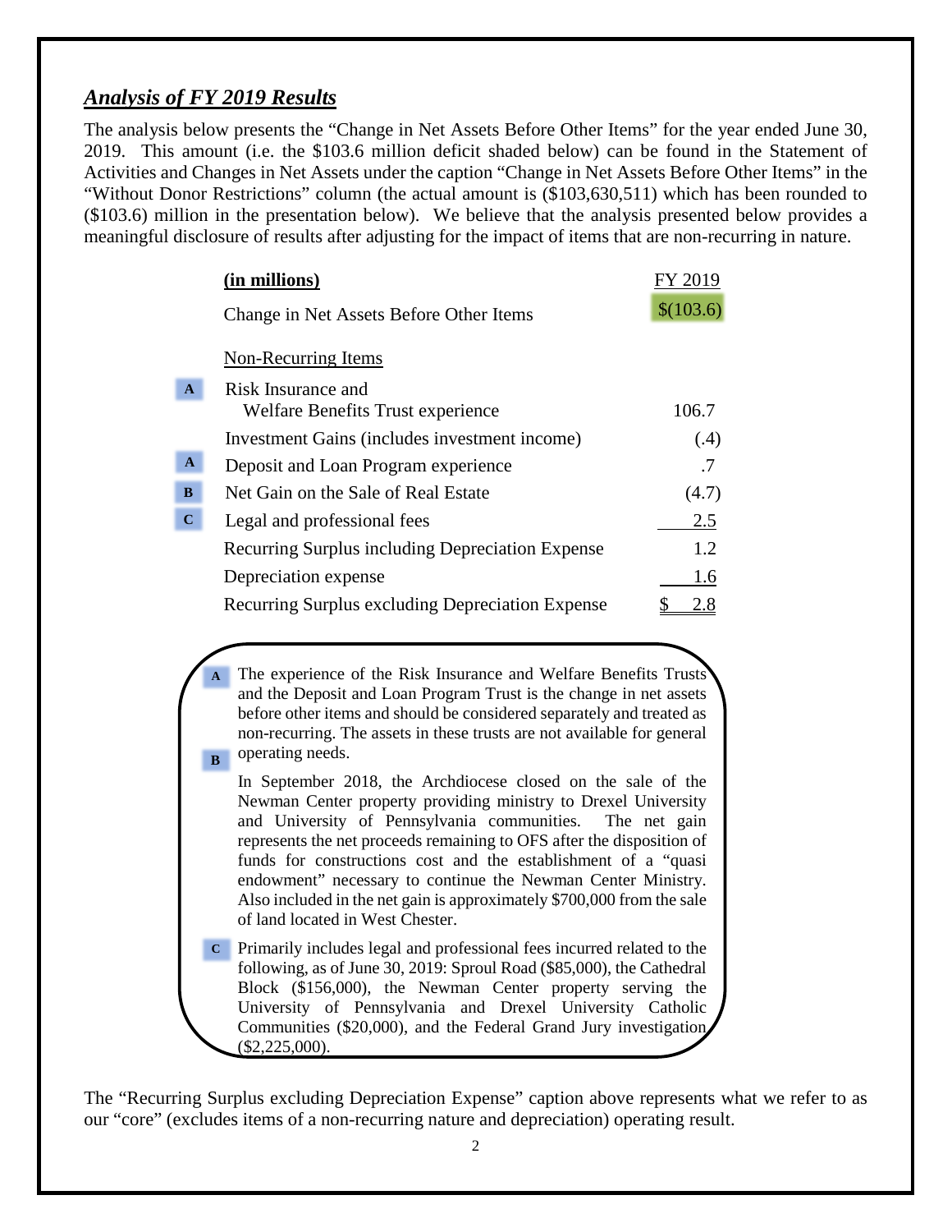## *Analysis of FY 2019 Results*

The analysis below presents the "Change in Net Assets Before Other Items" for the year ended June 30, 2019. This amount (i.e. the $103.6 million deficit shaded below) can be found in the Statement of Activities and Changes in Net Assets under the caption "Change in Net Assets Before Other Items" in the "Without Donor Restrictions" column (the actual amount is ($103,630,511) which has been rounded to ($103.6) million in the presentation below). We believe that the analysis presented below provides a meaningful disclosure of results after adjusting for the impact of items that are non-recurring in nature.

| | **(in millions)** | FY 2019 |
|---|---|---|
| | Change in Net Assets Before Other Items | $(103.6) |
| | Non-Recurring Items | |
| A | Risk Insurance and Welfare Benefits Trust experience | 106.7 |
| | Investment Gains (includes investment income) | (.4) |
| A | Deposit and Loan Program experience | .7 |
| B | Net Gain on the Sale of Real Estate | (4.7) |
| C | Legal and professional fees | 2.5 |
| | Recurring Surplus including Depreciation Expense | 1.2 |
| | Depreciation expense | 1.6 |
| | Recurring Surplus excluding Depreciation Expense | $ 2.8 |

**A** The experience of the Risk Insurance and Welfare Benefits Trusts and the Deposit and Loan Program Trust is the change in net assets before other items and should be considered separately and treated as non-recurring. The assets in these trusts are not available for general operating needs.

**B** In September 2018, the Archdiocese closed on the sale of the Newman Center property providing ministry to Drexel University and University of Pennsylvania communities. The net gain represents the net proceeds remaining to OFS after the disposition of funds for constructions cost and the establishment of a "quasi endowment" necessary to continue the Newman Center Ministry. Also included in the net gain is approximately $700,000 from the sale of land located in West Chester.

**C** Primarily includes legal and professional fees incurred related to the following, as of June 30, 2019: Sproul Road ($85,000), the Cathedral Block ($156,000), the Newman Center property serving the University of Pennsylvania and Drexel University Catholic Communities ($20,000), and the Federal Grand Jury investigation ($2,225,000).

The "Recurring Surplus excluding Depreciation Expense" caption above represents what we refer to as our "core" (excludes items of a non-recurring nature and depreciation) operating result.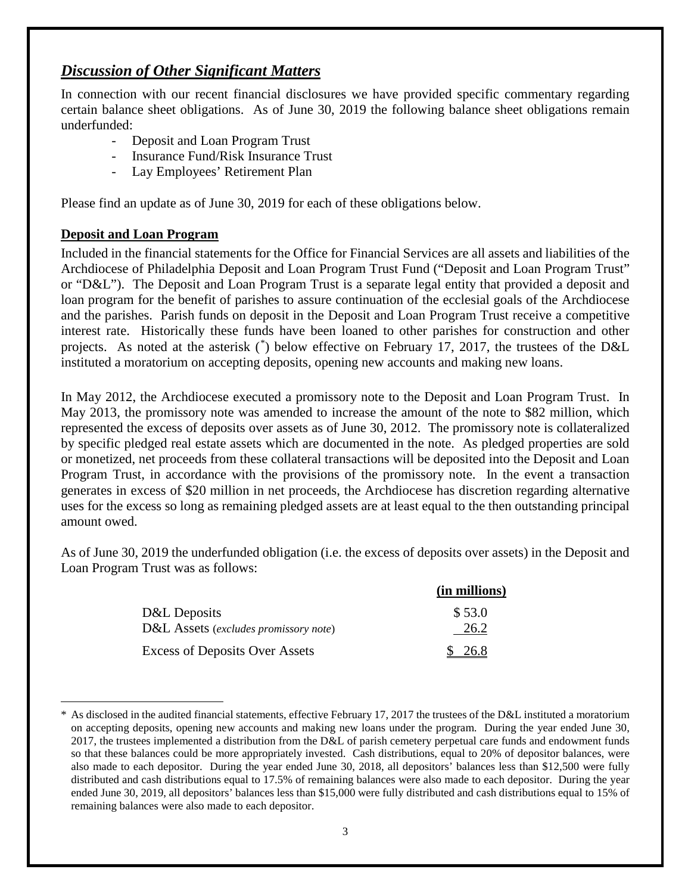## *Discussion of Other Significant Matters*

In connection with our recent financial disclosures we have provided specific commentary regarding certain balance sheet obligations. As of June 30, 2019 the following balance sheet obligations remain underfunded:

- Deposit and Loan Program Trust
- Insurance Fund/Risk Insurance Trust
- Lay Employees' Retirement Plan

Please find an update as of June 30, 2019 for each of these obligations below.

### Deposit and Loan Program

Included in the financial statements for the Office for Financial Services are all assets and liabilities of the Archdiocese of Philadelphia Deposit and Loan Program Trust Fund ("Deposit and Loan Program Trust" or "D&L"). The Deposit and Loan Program Trust is a separate legal entity that provided a deposit and loan program for the benefit of parishes to assure continuation of the ecclesial goals of the Archdiocese and the parishes. Parish funds on deposit in the Deposit and Loan Program Trust receive a competitive interest rate. Historically these funds have been loaned to other parishes for construction and other projects. As noted at the asterisk ([*]) below effective on February 17, 2017, the trustees of the D&L instituted a moratorium on accepting deposits, opening new accounts and making new loans.

In May 2012, the Archdiocese executed a promissory note to the Deposit and Loan Program Trust. In May 2013, the promissory note was amended to increase the amount of the note to $82 million, which represented the excess of deposits over assets as of June 30, 2012. The promissory note is collateralized by specific pledged real estate assets which are documented in the note. As pledged properties are sold or monetized, net proceeds from these collateral transactions will be deposited into the Deposit and Loan Program Trust, in accordance with the provisions of the promissory note. In the event a transaction generates in excess of $20 million in net proceeds, the Archdiocese has discretion regarding alternative uses for the excess so long as remaining pledged assets are at least equal to the then outstanding principal amount owed.

As of June 30, 2019 the underfunded obligation (i.e. the excess of deposits over assets) in the Deposit and Loan Program Trust was as follows:

| | (in millions) |
|---|---|
| D&L Deposits | $ 53.0 |
| D&L Assets (*excludes promissory note*) | 26.2 |
| Excess of Deposits Over Assets | $ 26.8 |

* As disclosed in the audited financial statements, effective February 17, 2017 the trustees of the D&L instituted a moratorium on accepting deposits, opening new accounts and making new loans under the program. During the year ended June 30, 2017, the trustees implemented a distribution from the D&L of parish cemetery perpetual care funds and endowment funds so that these balances could be more appropriately invested. Cash distributions, equal to 20% of depositor balances, were also made to each depositor. During the year ended June 30, 2018, all depositors' balances less than $12,500 were fully distributed and cash distributions equal to 17.5% of remaining balances were also made to each depositor. During the year ended June 30, 2019, all depositors' balances less than $15,000 were fully distributed and cash distributions equal to 15% of remaining balances were also made to each depositor.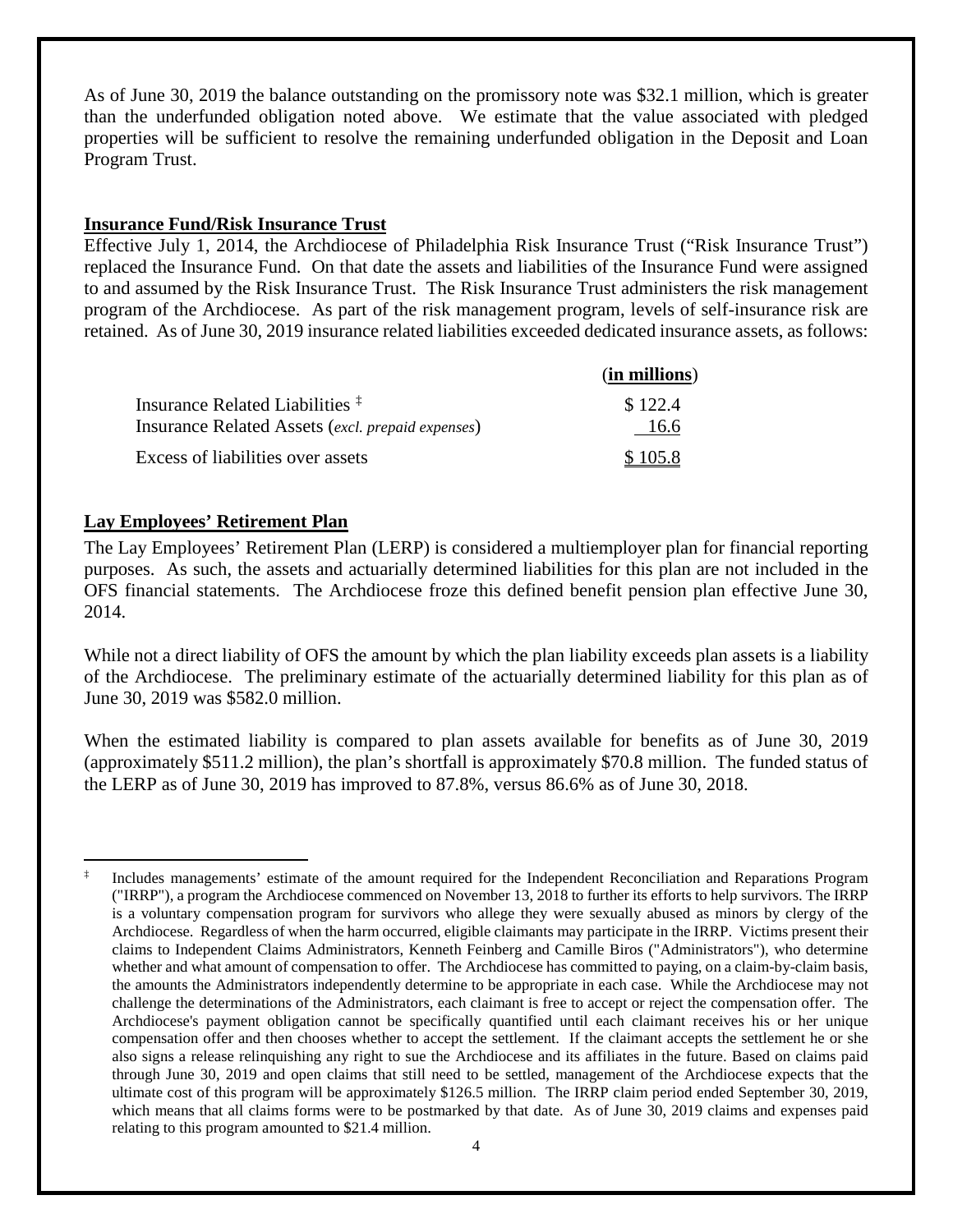As of June 30, 2019 the balance outstanding on the promissory note was \$32.1 million, which is greater than the underfunded obligation noted above. We estimate that the value associated with pledged properties will be sufficient to resolve the remaining underfunded obligation in the Deposit and Loan Program Trust.

**Insurance Fund/Risk Insurance Trust**

Effective July 1, 2014, the Archdiocese of Philadelphia Risk Insurance Trust ("Risk Insurance Trust") replaced the Insurance Fund. On that date the assets and liabilities of the Insurance Fund were assigned to and assumed by the Risk Insurance Trust. The Risk Insurance Trust administers the risk management program of the Archdiocese. As part of the risk management program, levels of self-insurance risk are retained. As of June 30, 2019 insurance related liabilities exceeded dedicated insurance assets, as follows:

| | **(in millions)** |
|---|---|
| Insurance Related Liabilities ‡ | \$ 122.4 |
| Insurance Related Assets (*excl. prepaid expenses*) | 16.6 |
| Excess of liabilities over assets | \$ 105.8 |

**Lay Employees' Retirement Plan**

The Lay Employees' Retirement Plan (LERP) is considered a multiemployer plan for financial reporting purposes. As such, the assets and actuarially determined liabilities for this plan are not included in the OFS financial statements. The Archdiocese froze this defined benefit pension plan effective June 30, 2014.

While not a direct liability of OFS the amount by which the plan liability exceeds plan assets is a liability of the Archdiocese. The preliminary estimate of the actuarially determined liability for this plan as of June 30, 2019 was \$582.0 million.

When the estimated liability is compared to plan assets available for benefits as of June 30, 2019 (approximately \$511.2 million), the plan's shortfall is approximately \$70.8 million. The funded status of the LERP as of June 30, 2019 has improved to 87.8%, versus 86.6% as of June 30, 2018.

---

‡ Includes managements' estimate of the amount required for the Independent Reconciliation and Reparations Program ("IRRP"), a program the Archdiocese commenced on November 13, 2018 to further its efforts to help survivors. The IRRP is a voluntary compensation program for survivors who allege they were sexually abused as minors by clergy of the Archdiocese. Regardless of when the harm occurred, eligible claimants may participate in the IRRP. Victims present their claims to Independent Claims Administrators, Kenneth Feinberg and Camille Biros ("Administrators"), who determine whether and what amount of compensation to offer. The Archdiocese has committed to paying, on a claim-by-claim basis, the amounts the Administrators independently determine to be appropriate in each case. While the Archdiocese may not challenge the determinations of the Administrators, each claimant is free to accept or reject the compensation offer. The Archdiocese's payment obligation cannot be specifically quantified until each claimant receives his or her unique compensation offer and then chooses whether to accept the settlement. If the claimant accepts the settlement he or she also signs a release relinquishing any right to sue the Archdiocese and its affiliates in the future. Based on claims paid through June 30, 2019 and open claims that still need to be settled, management of the Archdiocese expects that the ultimate cost of this program will be approximately \$126.5 million. The IRRP claim period ended September 30, 2019, which means that all claims forms were to be postmarked by that date. As of June 30, 2019 claims and expenses paid relating to this program amounted to \$21.4 million.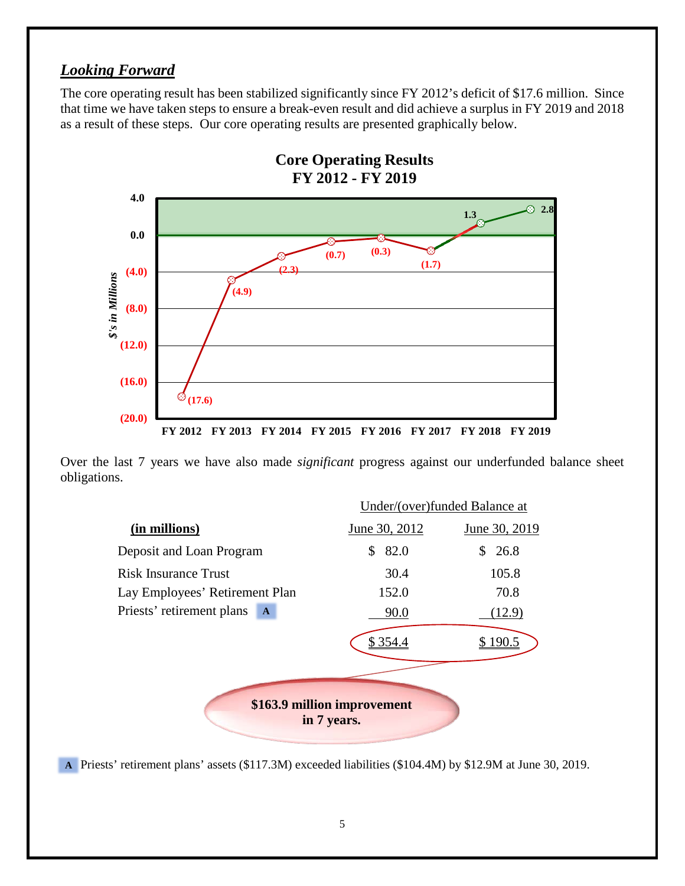## *Looking Forward*

The core operating result has been stabilized significantly since FY 2012's deficit of $17.6 million. Since that time we have taken steps to ensure a break-even result and did achieve a surplus in FY 2019 and 2018 as a result of these steps. Our core operating results are presented graphically below.

**Core Operating Results**
**FY 2012 - FY 2019**

| | FY 2012 | FY 2013 | FY 2014 | FY 2015 | FY 2016 | FY 2017 | FY 2018 | FY 2019 |
|---|---|---|---|---|---|---|---|---|
| $'s in Millions | (17.6) | (4.9) | (2.3) | (0.7) | (0.3) | (1.7) | 1.3 | 2.8 |

Over the last 7 years we have also made *significant* progress against our underfunded balance sheet obligations.

| **(in millions)** | Under/(over)funded Balance at June 30, 2012 | Under/(over)funded Balance at June 30, 2019 |
|---|---|---|
| Deposit and Loan Program | $ 82.0 | $ 26.8 |
| Risk Insurance Trust | 30.4 | 105.8 |
| Lay Employees' Retirement Plan | 152.0 | 70.8 |
| Priests' retirement plans A | 90.0 | (12.9) |
| | $ 354.4 | $ 190.5 |

**$163.9 million improvement in 7 years.**

A Priests' retirement plans' assets ($117.3M) exceeded liabilities ($104.4M) by $12.9M at June 30, 2019.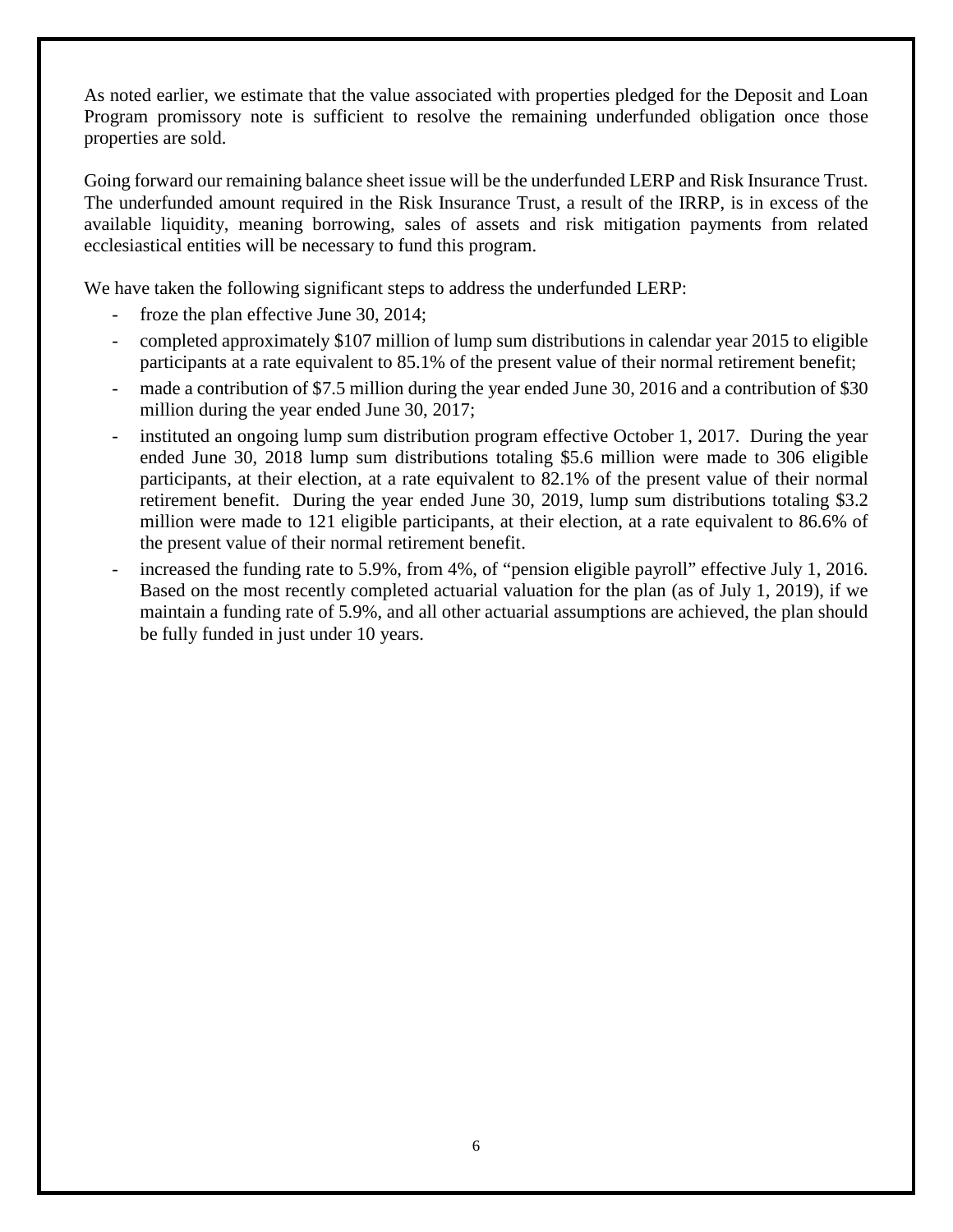As noted earlier, we estimate that the value associated with properties pledged for the Deposit and Loan Program promissory note is sufficient to resolve the remaining underfunded obligation once those properties are sold.

Going forward our remaining balance sheet issue will be the underfunded LERP and Risk Insurance Trust. The underfunded amount required in the Risk Insurance Trust, a result of the IRRP, is in excess of the available liquidity, meaning borrowing, sales of assets and risk mitigation payments from related ecclesiastical entities will be necessary to fund this program.

We have taken the following significant steps to address the underfunded LERP:

- froze the plan effective June 30, 2014;
- completed approximately $107 million of lump sum distributions in calendar year 2015 to eligible participants at a rate equivalent to 85.1% of the present value of their normal retirement benefit;
- made a contribution of $7.5 million during the year ended June 30, 2016 and a contribution of $30 million during the year ended June 30, 2017;
- instituted an ongoing lump sum distribution program effective October 1, 2017. During the year ended June 30, 2018 lump sum distributions totaling $5.6 million were made to 306 eligible participants, at their election, at a rate equivalent to 82.1% of the present value of their normal retirement benefit. During the year ended June 30, 2019, lump sum distributions totaling $3.2 million were made to 121 eligible participants, at their election, at a rate equivalent to 86.6% of the present value of their normal retirement benefit.
- increased the funding rate to 5.9%, from 4%, of "pension eligible payroll" effective July 1, 2016. Based on the most recently completed actuarial valuation for the plan (as of July 1, 2019), if we maintain a funding rate of 5.9%, and all other actuarial assumptions are achieved, the plan should be fully funded in just under 10 years.